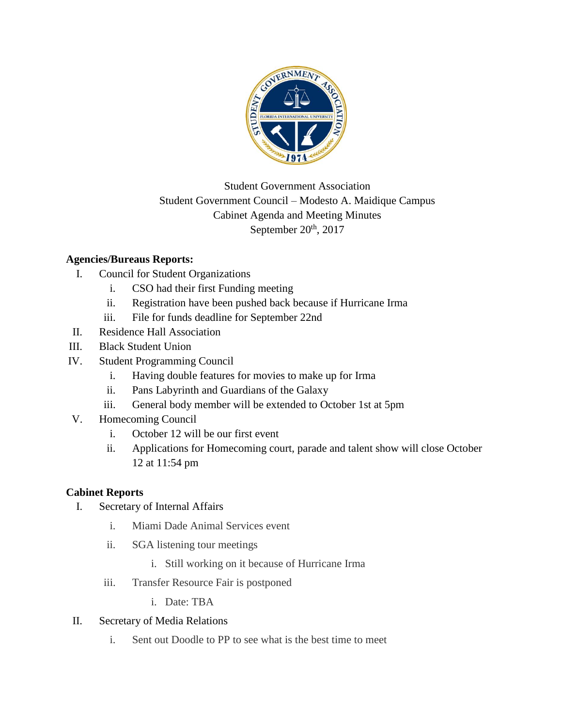Student Government Association
Student Government Council – Modesto A. Maidique Campus
Cabinet Agenda and Meeting Minutes
September 20th, 2017

**Agencies/Bureaus Reports:**

I. Council for Student Organizations
   i. CSO had their first Funding meeting
   ii. Registration have been pushed back because if Hurricane Irma
   iii. File for funds deadline for September 22nd

II. Residence Hall Association

III. Black Student Union

IV. Student Programming Council
   i. Having double features for movies to make up for Irma
   ii. Pans Labyrinth and Guardians of the Galaxy
   iii. General body member will be extended to October 1st at 5pm

V. Homecoming Council
   i. October 12 will be our first event
   ii. Applications for Homecoming court, parade and talent show will close October 12 at 11:54 pm

**Cabinet Reports**

I. Secretary of Internal Affairs
   i. Miami Dade Animal Services event
   ii. SGA listening tour meetings
      i. Still working on it because of Hurricane Irma
   iii. Transfer Resource Fair is postponed
      i. Date: TBA

II. Secretary of Media Relations
   i. Sent out Doodle to PP to see what is the best time to meet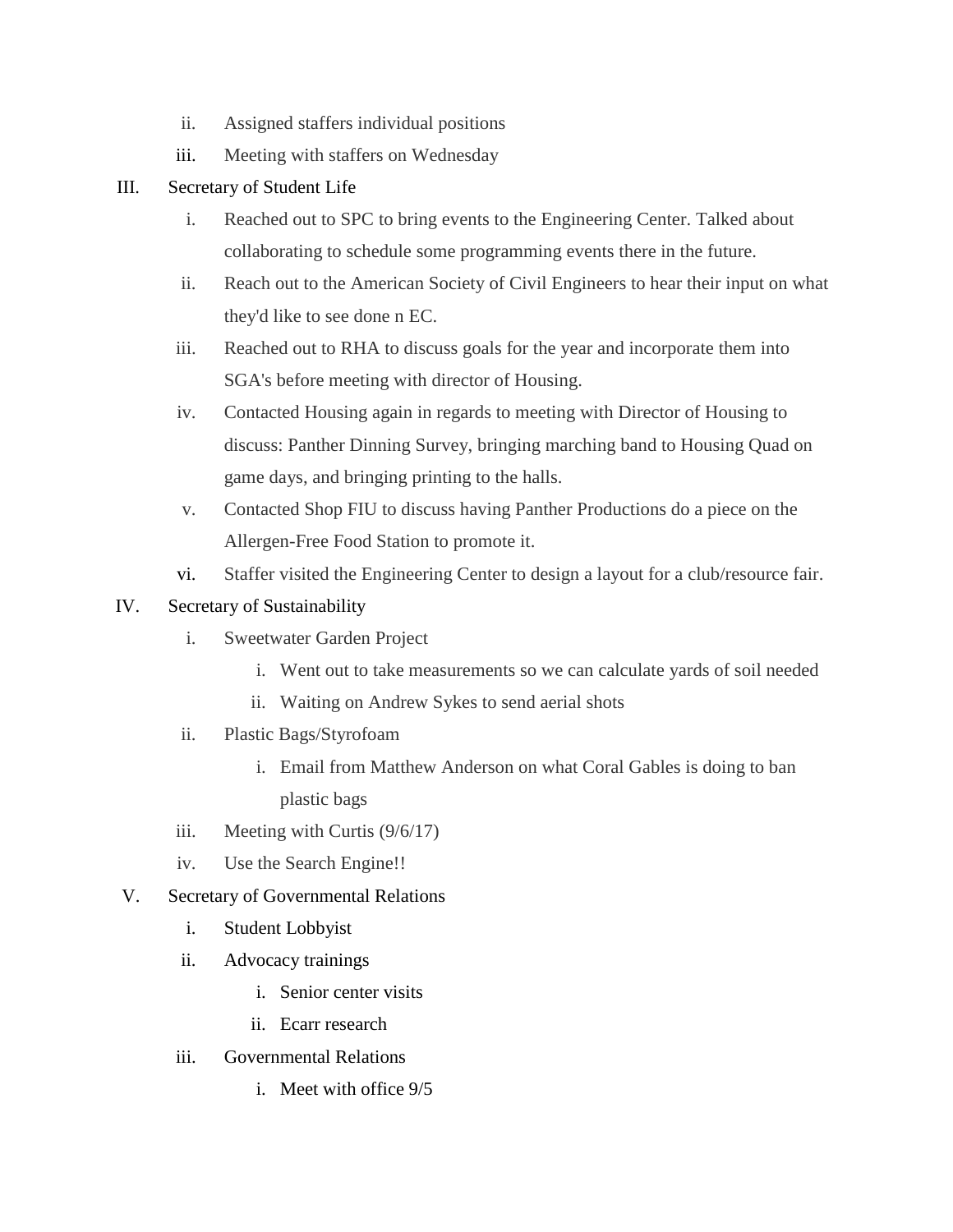ii. Assigned staffers individual positions
   iii. Meeting with staffers on Wednesday

III. Secretary of Student Life
   i. Reached out to SPC to bring events to the Engineering Center. Talked about collaborating to schedule some programming events there in the future.
   ii. Reach out to the American Society of Civil Engineers to hear their input on what they'd like to see done n EC.
   iii. Reached out to RHA to discuss goals for the year and incorporate them into SGA's before meeting with director of Housing.
   iv. Contacted Housing again in regards to meeting with Director of Housing to discuss: Panther Dinning Survey, bringing marching band to Housing Quad on game days, and bringing printing to the halls.
   v. Contacted Shop FIU to discuss having Panther Productions do a piece on the Allergen-Free Food Station to promote it.
   vi. Staffer visited the Engineering Center to design a layout for a club/resource fair.

IV. Secretary of Sustainability
   i. Sweetwater Garden Project
      i. Went out to take measurements so we can calculate yards of soil needed
      ii. Waiting on Andrew Sykes to send aerial shots
   ii. Plastic Bags/Styrofoam
      i. Email from Matthew Anderson on what Coral Gables is doing to ban plastic bags
   iii. Meeting with Curtis (9/6/17)
   iv. Use the Search Engine!!

V. Secretary of Governmental Relations
   i. Student Lobbyist
   ii. Advocacy trainings
      i. Senior center visits
      ii. Ecarr research
   iii. Governmental Relations
      i. Meet with office 9/5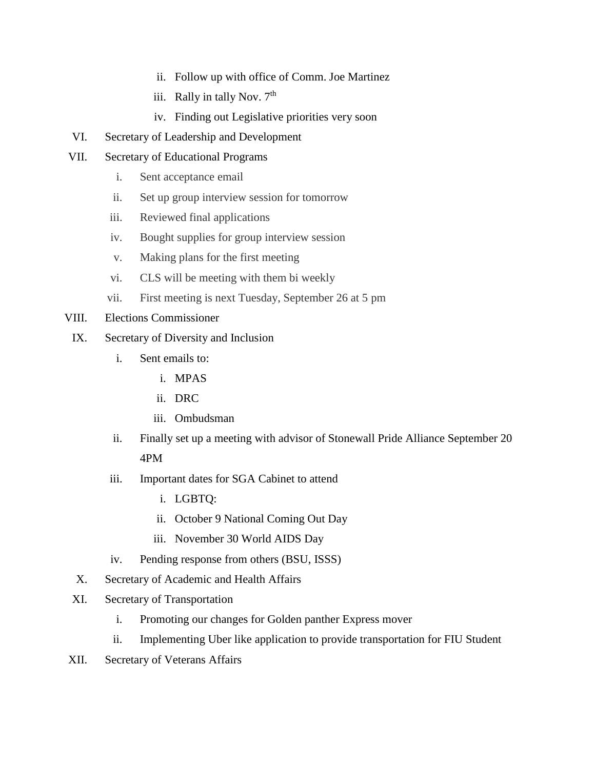ii. Follow up with office of Comm. Joe Martinez
   iii. Rally in tally Nov. 7th
   iv. Finding out Legislative priorities very soon

VI. Secretary of Leadership and Development

VII. Secretary of Educational Programs
   i. Sent acceptance email
   ii. Set up group interview session for tomorrow
   iii. Reviewed final applications
   iv. Bought supplies for group interview session
   v. Making plans for the first meeting
   vi. CLS will be meeting with them bi weekly
   vii. First meeting is next Tuesday, September 26 at 5 pm

VIII. Elections Commissioner

IX. Secretary of Diversity and Inclusion
   i. Sent emails to:
      i. MPAS
      ii. DRC
      iii. Ombudsman
   ii. Finally set up a meeting with advisor of Stonewall Pride Alliance September 20 4PM
   iii. Important dates for SGA Cabinet to attend
      i. LGBTQ:
      ii. October 9 National Coming Out Day
      iii. November 30 World AIDS Day
   iv. Pending response from others (BSU, ISSS)

X. Secretary of Academic and Health Affairs

XI. Secretary of Transportation
   i. Promoting our changes for Golden panther Express mover
   ii. Implementing Uber like application to provide transportation for FIU Student

XII. Secretary of Veterans Affairs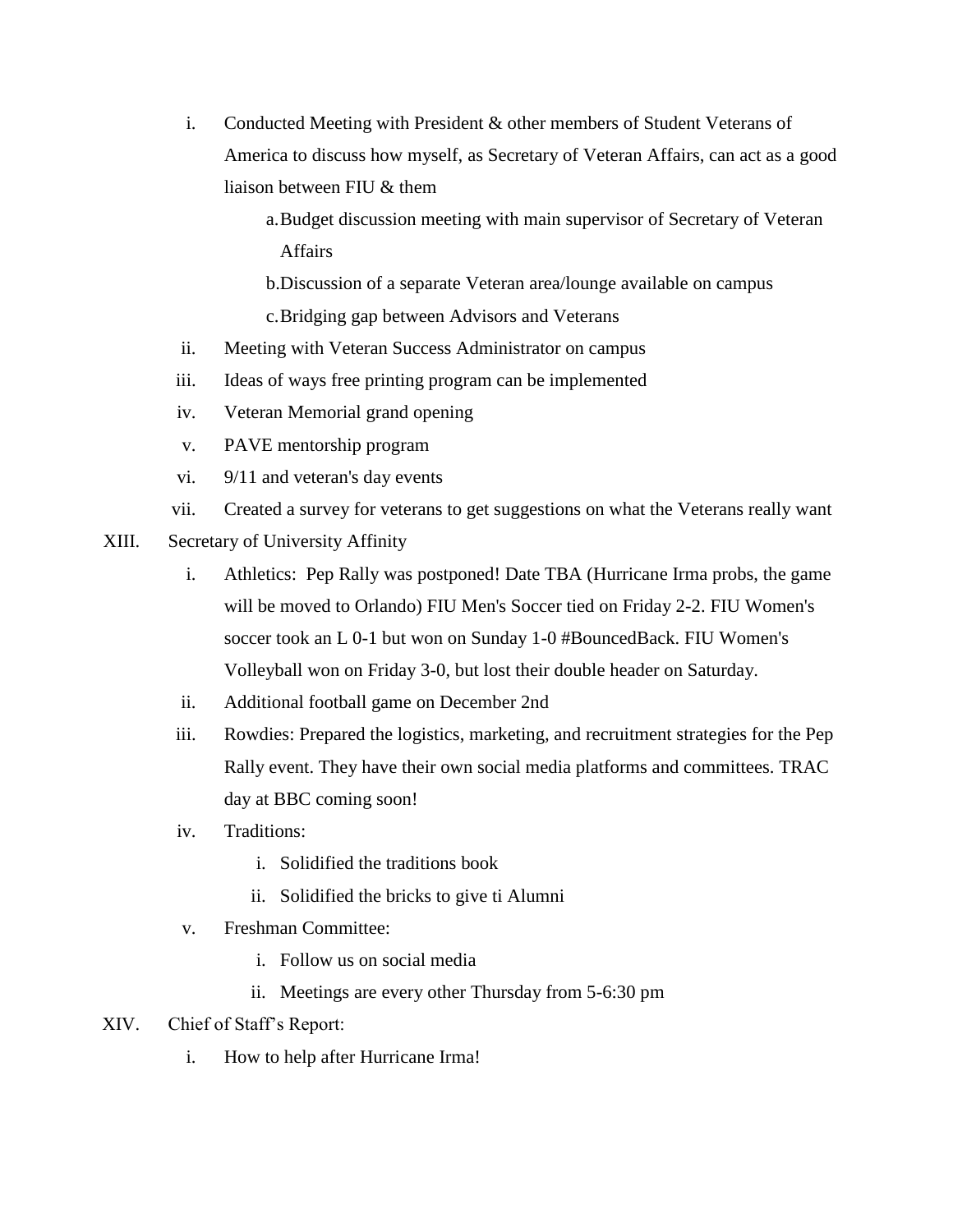i. Conducted Meeting with President & other members of Student Veterans of America to discuss how myself, as Secretary of Veteran Affairs, can act as a good liaison between FIU & them
    a. Budget discussion meeting with main supervisor of Secretary of Veteran Affairs
    b. Discussion of a separate Veteran area/lounge available on campus
    c. Bridging gap between Advisors and Veterans

ii. Meeting with Veteran Success Administrator on campus

iii. Ideas of ways free printing program can be implemented

iv. Veteran Memorial grand opening

v. PAVE mentorship program

vi. 9/11 and veteran's day events

vii. Created a survey for veterans to get suggestions on what the Veterans really want

XIII. Secretary of University Affinity

i. Athletics: Pep Rally was postponed! Date TBA (Hurricane Irma probs, the game will be moved to Orlando) FIU Men's Soccer tied on Friday 2-2. FIU Women's soccer took an L 0-1 but won on Sunday 1-0 #BouncedBack. FIU Women's Volleyball won on Friday 3-0, but lost their double header on Saturday.

ii. Additional football game on December 2nd

iii. Rowdies: Prepared the logistics, marketing, and recruitment strategies for the Pep Rally event. They have their own social media platforms and committees. TRAC day at BBC coming soon!

iv. Traditions:
    i. Solidified the traditions book
    ii. Solidified the bricks to give ti Alumni

v. Freshman Committee:
    i. Follow us on social media
    ii. Meetings are every other Thursday from 5-6:30 pm

XIV. Chief of Staff's Report:

i. How to help after Hurricane Irma!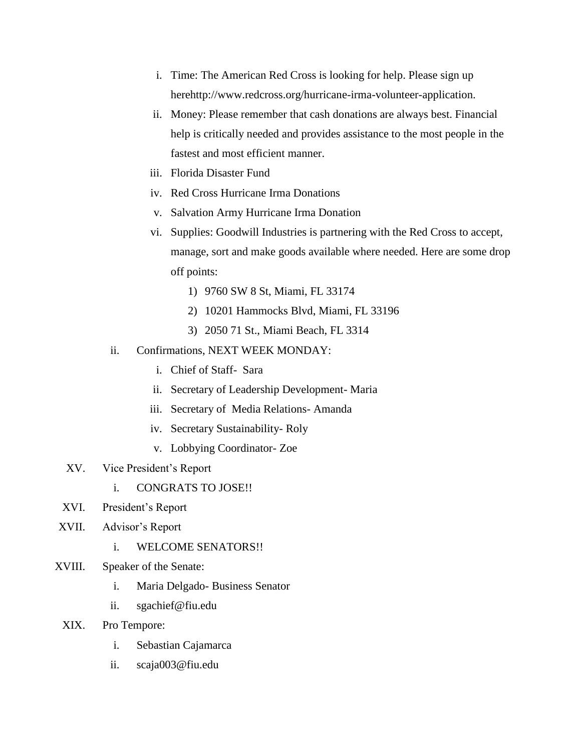i. Time: The American Red Cross is looking for help. Please sign up herehttp://www.redcross.org/hurricane-irma-volunteer-application.
ii. Money: Please remember that cash donations are always best. Financial help is critically needed and provides assistance to the most people in the fastest and most efficient manner.
iii. Florida Disaster Fund
iv. Red Cross Hurricane Irma Donations
v. Salvation Army Hurricane Irma Donation
vi. Supplies: Goodwill Industries is partnering with the Red Cross to accept, manage, sort and make goods available where needed. Here are some drop off points:
    1) 9760 SW 8 St, Miami, FL 33174
    2) 10201 Hammocks Blvd, Miami, FL 33196
    3) 2050 71 St., Miami Beach, FL 3314

ii. Confirmations, NEXT WEEK MONDAY:
    i. Chief of Staff- Sara
    ii. Secretary of Leadership Development- Maria
    iii. Secretary of Media Relations- Amanda
    iv. Secretary Sustainability- Roly
    v. Lobbying Coordinator- Zoe

XV. Vice President's Report
    i. CONGRATS TO JOSE!!

XVI. President's Report

XVII. Advisor's Report
    i. WELCOME SENATORS!!

XVIII. Speaker of the Senate:
    i. Maria Delgado- Business Senator
    ii. sgachief@fiu.edu

XIX. Pro Tempore:
    i. Sebastian Cajamarca
    ii. scaja003@fiu.edu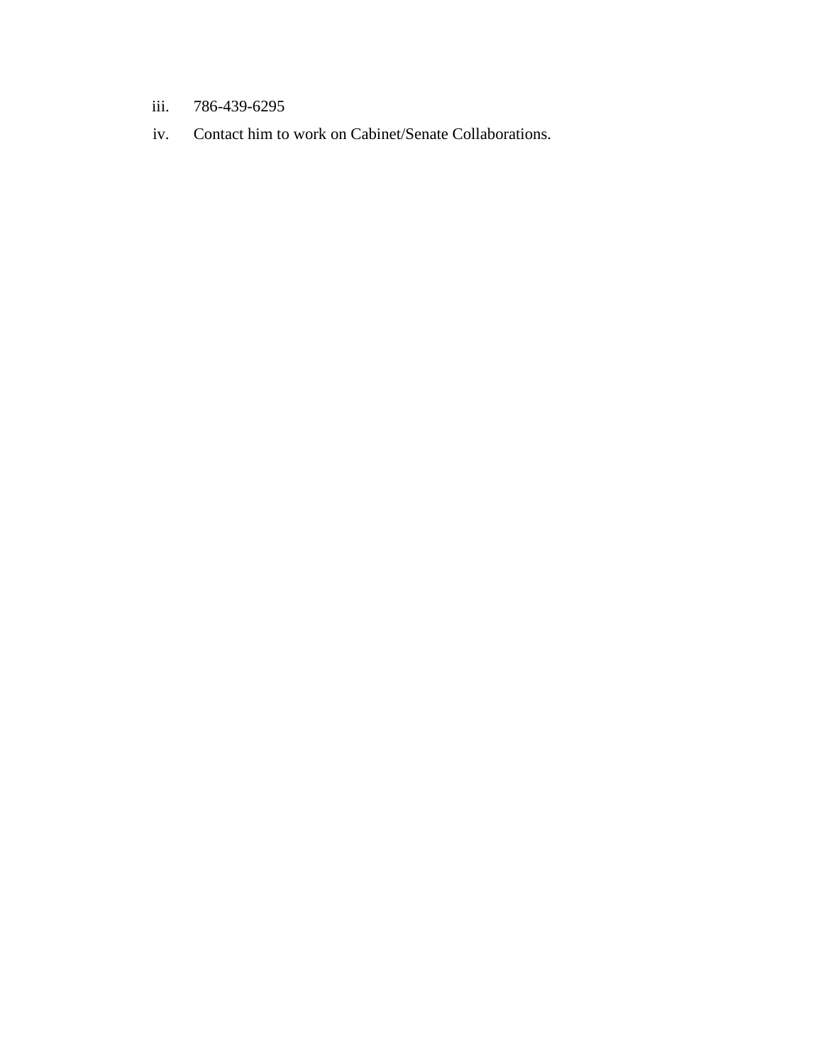iii. 786-439-6295

iv. Contact him to work on Cabinet/Senate Collaborations.